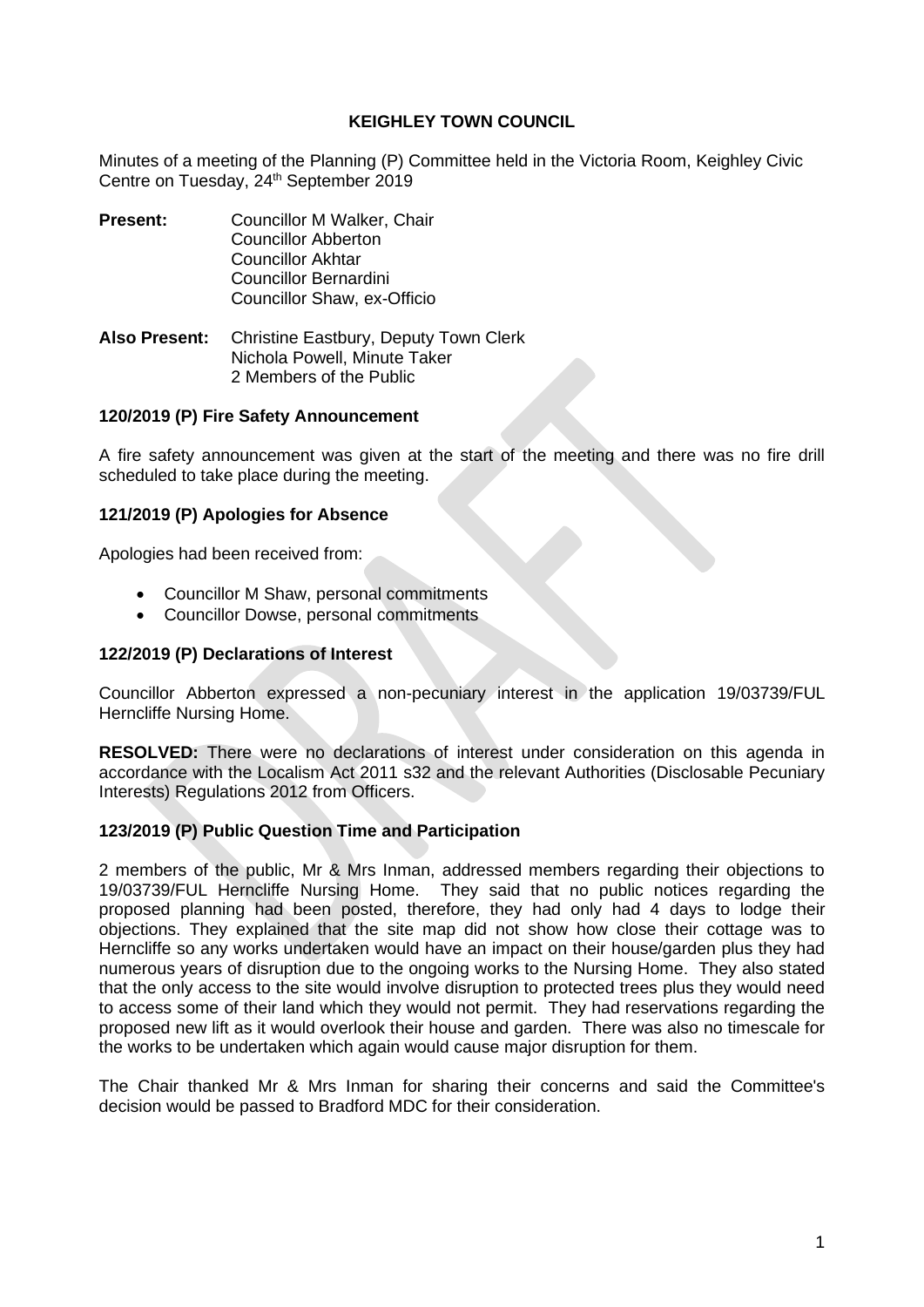**KEIGHLEY TOWN COUNCIL**

Minutes of a meeting of the Planning (P) Committee held in the Victoria Room, Keighley Civic Centre on Tuesday, 24th September 2019

**Present:** Councillor M Walker, Chair
Councillor Abberton
Councillor Akhtar
Councillor Bernardini
Councillor Shaw, ex-Officio

**Also Present:** Christine Eastbury, Deputy Town Clerk
Nichola Powell, Minute Taker
2 Members of the Public

### 120/2019 (P) Fire Safety Announcement

A fire safety announcement was given at the start of the meeting and there was no fire drill scheduled to take place during the meeting.

### 121/2019 (P) Apologies for Absence

Apologies had been received from:

- Councillor M Shaw, personal commitments
- Councillor Dowse, personal commitments

### 122/2019 (P) Declarations of Interest

Councillor Abberton expressed a non-pecuniary interest in the application 19/03739/FUL Herncliffe Nursing Home.

**RESOLVED:** There were no declarations of interest under consideration on this agenda in accordance with the Localism Act 2011 s32 and the relevant Authorities (Disclosable Pecuniary Interests) Regulations 2012 from Officers.

### 123/2019 (P) Public Question Time and Participation

2 members of the public, Mr & Mrs Inman, addressed members regarding their objections to 19/03739/FUL Herncliffe Nursing Home. They said that no public notices regarding the proposed planning had been posted, therefore, they had only had 4 days to lodge their objections. They explained that the site map did not show how close their cottage was to Herncliffe so any works undertaken would have an impact on their house/garden plus they had numerous years of disruption due to the ongoing works to the Nursing Home. They also stated that the only access to the site would involve disruption to protected trees plus they would need to access some of their land which they would not permit. They had reservations regarding the proposed new lift as it would overlook their house and garden. There was also no timescale for the works to be undertaken which again would cause major disruption for them.

The Chair thanked Mr & Mrs Inman for sharing their concerns and said the Committee's decision would be passed to Bradford MDC for their consideration.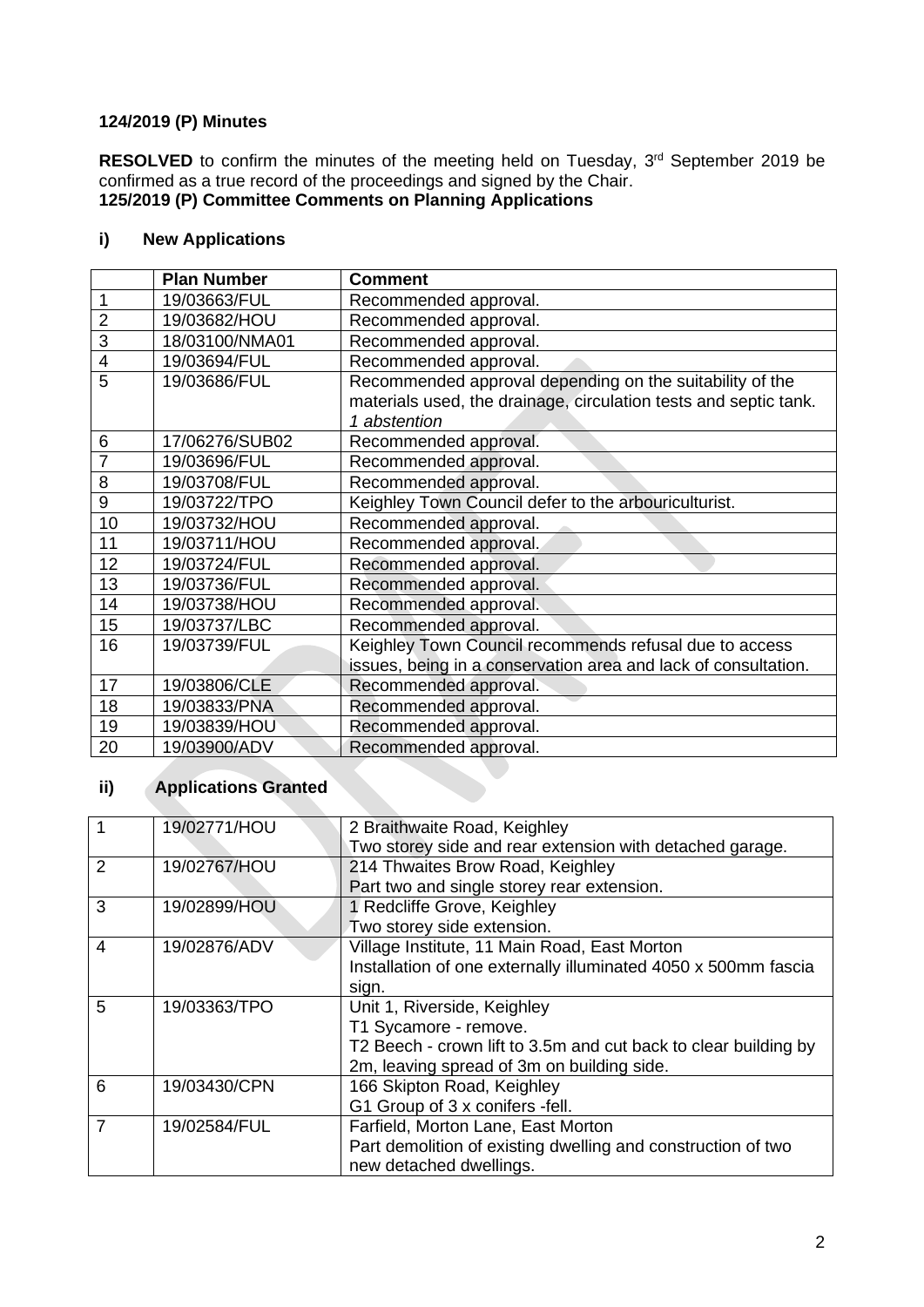### 124/2019 (P) Minutes

**RESOLVED** to confirm the minutes of the meeting held on Tuesday, 3rd September 2019 be confirmed as a true record of the proceedings and signed by the Chair.

### 125/2019 (P) Committee Comments on Planning Applications

#### i) New Applications

| | Plan Number | Comment |
|---|---|---|
| 1 | 19/03663/FUL | Recommended approval. |
| 2 | 19/03682/HOU | Recommended approval. |
| 3 | 18/03100/NMA01 | Recommended approval. |
| 4 | 19/03694/FUL | Recommended approval. |
| 5 | 19/03686/FUL | Recommended approval depending on the suitability of the materials used, the drainage, circulation tests and septic tank. *1 abstention* |
| 6 | 17/06276/SUB02 | Recommended approval. |
| 7 | 19/03696/FUL | Recommended approval. |
| 8 | 19/03708/FUL | Recommended approval. |
| 9 | 19/03722/TPO | Keighley Town Council defer to the arbouriculturist. |
| 10 | 19/03732/HOU | Recommended approval. |
| 11 | 19/03711/HOU | Recommended approval. |
| 12 | 19/03724/FUL | Recommended approval. |
| 13 | 19/03736/FUL | Recommended approval. |
| 14 | 19/03738/HOU | Recommended approval. |
| 15 | 19/03737/LBC | Recommended approval. |
| 16 | 19/03739/FUL | Keighley Town Council recommends refusal due to access issues, being in a conservation area and lack of consultation. |
| 17 | 19/03806/CLE | Recommended approval. |
| 18 | 19/03833/PNA | Recommended approval. |
| 19 | 19/03839/HOU | Recommended approval. |
| 20 | 19/03900/ADV | Recommended approval. |

#### ii) Applications Granted

| | | |
|---|---|---|
| 1 | 19/02771/HOU | 2 Braithwaite Road, Keighley<br>Two storey side and rear extension with detached garage. |
| 2 | 19/02767/HOU | 214 Thwaites Brow Road, Keighley<br>Part two and single storey rear extension. |
| 3 | 19/02899/HOU | 1 Redcliffe Grove, Keighley<br>Two storey side extension. |
| 4 | 19/02876/ADV | Village Institute, 11 Main Road, East Morton<br>Installation of one externally illuminated 4050 x 500mm fascia sign. |
| 5 | 19/03363/TPO | Unit 1, Riverside, Keighley<br>T1 Sycamore - remove.<br>T2 Beech - crown lift to 3.5m and cut back to clear building by 2m, leaving spread of 3m on building side. |
| 6 | 19/03430/CPN | 166 Skipton Road, Keighley<br>G1 Group of 3 x conifers -fell. |
| 7 | 19/02584/FUL | Farfield, Morton Lane, East Morton<br>Part demolition of existing dwelling and construction of two new detached dwellings. |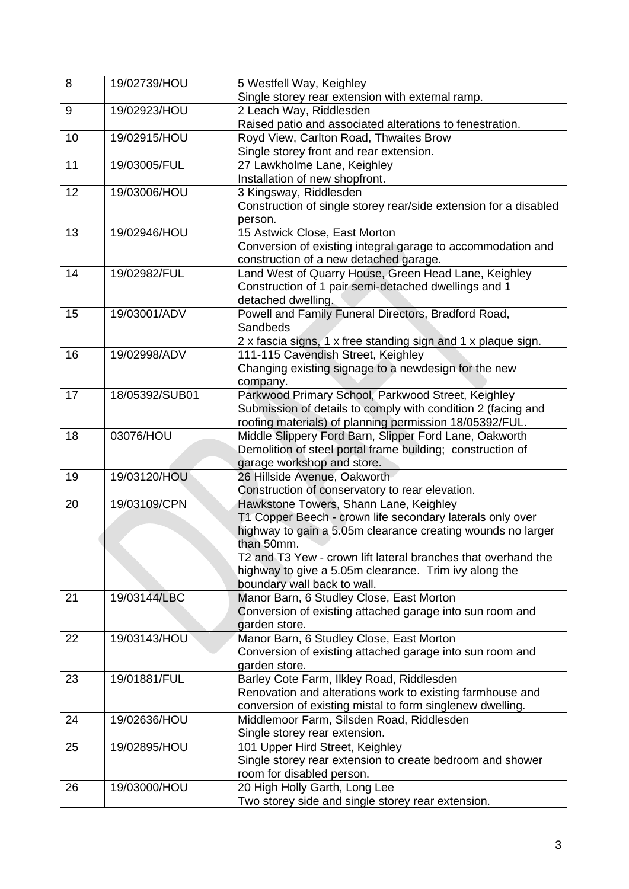| 8 | 19/02739/HOU | 5 Westfell Way, Keighley<br>Single storey rear extension with external ramp. |
|---|---|---|
| 9 | 19/02923/HOU | 2 Leach Way, Riddlesden<br>Raised patio and associated alterations to fenestration. |
| 10 | 19/02915/HOU | Royd View, Carlton Road, Thwaites Brow<br>Single storey front and rear extension. |
| 11 | 19/03005/FUL | 27 Lawkholme Lane, Keighley<br>Installation of new shopfront. |
| 12 | 19/03006/HOU | 3 Kingsway, Riddlesden<br>Construction of single storey rear/side extension for a disabled person. |
| 13 | 19/02946/HOU | 15 Astwick Close, East Morton<br>Conversion of existing integral garage to accommodation and construction of a new detached garage. |
| 14 | 19/02982/FUL | Land West of Quarry House, Green Head Lane, Keighley<br>Construction of 1 pair semi-detached dwellings and 1 detached dwelling. |
| 15 | 19/03001/ADV | Powell and Family Funeral Directors, Bradford Road, Sandbeds<br>2 x fascia signs, 1 x free standing sign and 1 x plaque sign. |
| 16 | 19/02998/ADV | 111-115 Cavendish Street, Keighley<br>Changing existing signage to a newdesign for the new company. |
| 17 | 18/05392/SUB01 | Parkwood Primary School, Parkwood Street, Keighley<br>Submission of details to comply with condition 2 (facing and roofing materials) of planning permission 18/05392/FUL. |
| 18 | 03076/HOU | Middle Slippery Ford Barn, Slipper Ford Lane, Oakworth<br>Demolition of steel portal frame building; construction of garage workshop and store. |
| 19 | 19/03120/HOU | 26 Hillside Avenue, Oakworth<br>Construction of conservatory to rear elevation. |
| 20 | 19/03109/CPN | Hawkstone Towers, Shann Lane, Keighley<br>T1 Copper Beech - crown life secondary laterals only over highway to gain a 5.05m clearance creating wounds no larger than 50mm.<br>T2 and T3 Yew - crown lift lateral branches that overhand the highway to give a 5.05m clearance. Trim ivy along the boundary wall back to wall. |
| 21 | 19/03144/LBC | Manor Barn, 6 Studley Close, East Morton<br>Conversion of existing attached garage into sun room and garden store. |
| 22 | 19/03143/HOU | Manor Barn, 6 Studley Close, East Morton<br>Conversion of existing attached garage into sun room and garden store. |
| 23 | 19/01881/FUL | Barley Cote Farm, Ilkley Road, Riddlesden<br>Renovation and alterations work to existing farmhouse and conversion of existing mistal to form singlenew dwelling. |
| 24 | 19/02636/HOU | Middlemoor Farm, Silsden Road, Riddlesden<br>Single storey rear extension. |
| 25 | 19/02895/HOU | 101 Upper Hird Street, Keighley<br>Single storey rear extension to create bedroom and shower room for disabled person. |
| 26 | 19/03000/HOU | 20 High Holly Garth, Long Lee<br>Two storey side and single storey rear extension. |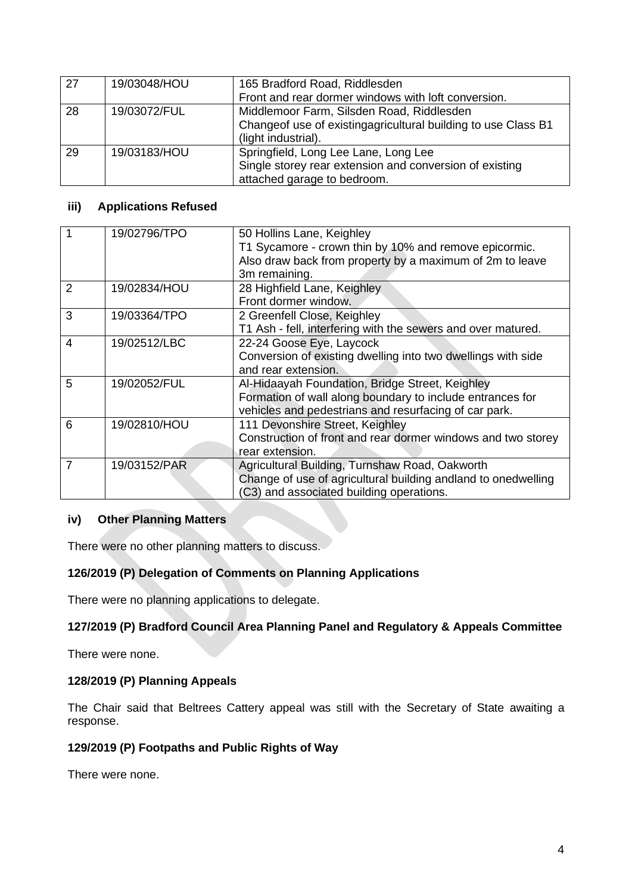| 27 | 19/03048/HOU | 165 Bradford Road, Riddlesden<br>Front and rear dormer windows with loft conversion. |
|---|---|---|
| 28 | 19/03072/FUL | Middlemoor Farm, Silsden Road, Riddlesden<br>Changeof use of existingagricultural building to use Class B1 (light industrial). |
| 29 | 19/03183/HOU | Springfield, Long Lee Lane, Long Lee<br>Single storey rear extension and conversion of existing attached garage to bedroom. |

#### iii) Applications Refused

| 1 | 19/02796/TPO | 50 Hollins Lane, Keighley<br>T1 Sycamore - crown thin by 10% and remove epicormic. Also draw back from property by a maximum of 2m to leave 3m remaining. |
|---|---|---|
| 2 | 19/02834/HOU | 28 Highfield Lane, Keighley<br>Front dormer window. |
| 3 | 19/03364/TPO | 2 Greenfell Close, Keighley<br>T1 Ash - fell, interfering with the sewers and over matured. |
| 4 | 19/02512/LBC | 22-24 Goose Eye, Laycock<br>Conversion of existing dwelling into two dwellings with side and rear extension. |
| 5 | 19/02052/FUL | Al-Hidaayah Foundation, Bridge Street, Keighley<br>Formation of wall along boundary to include entrances for vehicles and pedestrians and resurfacing of car park. |
| 6 | 19/02810/HOU | 111 Devonshire Street, Keighley<br>Construction of front and rear dormer windows and two storey rear extension. |
| 7 | 19/03152/PAR | Agricultural Building, Turnshaw Road, Oakworth<br>Change of use of agricultural building andland to onedwelling (C3) and associated building operations. |

#### iv) Other Planning Matters

There were no other planning matters to discuss.

### 126/2019 (P) Delegation of Comments on Planning Applications

There were no planning applications to delegate.

### 127/2019 (P) Bradford Council Area Planning Panel and Regulatory & Appeals Committee

There were none.

### 128/2019 (P) Planning Appeals

The Chair said that Beltrees Cattery appeal was still with the Secretary of State awaiting a response.

### 129/2019 (P) Footpaths and Public Rights of Way

There were none.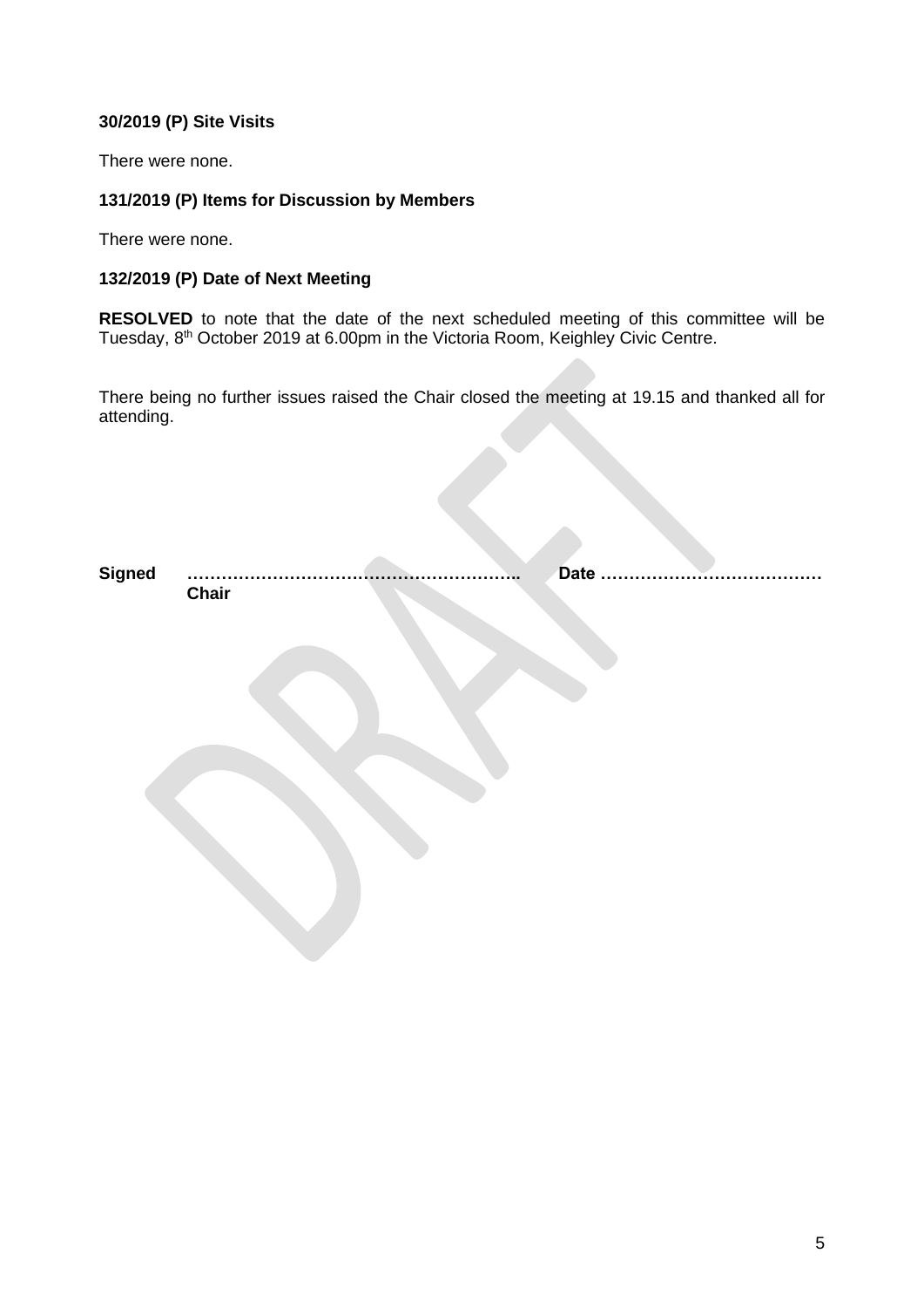**30/2019 (P) Site Visits**

There were none.

**131/2019 (P) Items for Discussion by Members**

There were none.

**132/2019 (P) Date of Next Meeting**

**RESOLVED** to note that the date of the next scheduled meeting of this committee will be Tuesday, 8th October 2019 at 6.00pm in the Victoria Room, Keighley Civic Centre.

There being no further issues raised the Chair closed the meeting at 19.15 and thanked all for attending.

**Signed** ………………………………………………….. **Date** …………………………………
**Chair**

DRAFT